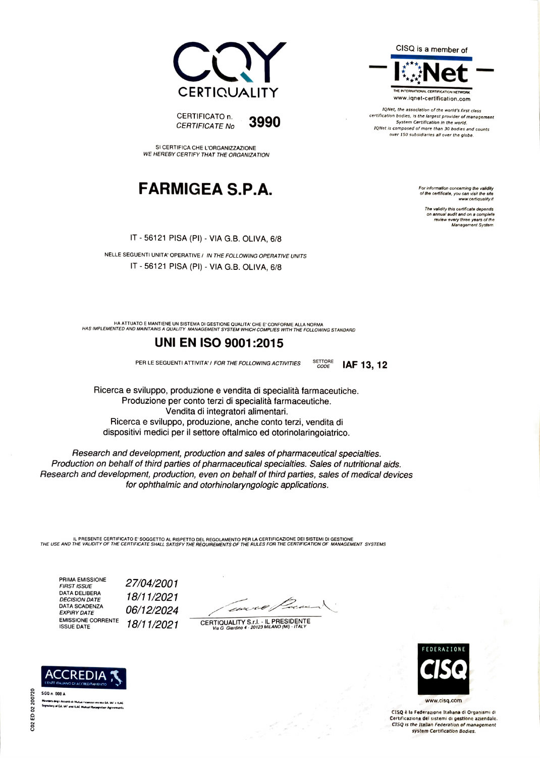CQY
CERTIQUALITY

CERTIFICATO n.
*CERTIFICATE No* **3990**

CISQ is a member of

IQNet

THE INTERNATIONAL CERTIFICATION NETWORK
www.iqnet-certification.com

*IQNet, the association of the world's first class certification bodies, is the largest provider of management System Certification in the world. IQNet is composed of more than 30 bodies and counts over 150 subsidiaries all over the globe.*

SI CERTIFICA CHE L'ORGANIZZAZIONE
*WE HEREBY CERTIFY THAT THE ORGANIZATION*

# FARMIGEA S.P.A.

*For information concerning the validity of the certificate, you can visit the site www.certiquality.it*

*The validity this certificate depends on annual audit and on a complete review every three years of the Management System*

IT - 56121 PISA (PI) - VIA G.B. OLIVA, 6/8

NELLE SEGUENTI UNITA' OPERATIVE / *IN THE FOLLOWING OPERATIVE UNITS*
IT - 56121 PISA (PI) - VIA G.B. OLIVA, 6/8

HA ATTUATO E MANTIENE UN SISTEMA DI GESTIONE QUALITA' CHE E' CONFORME ALLA NORMA
*HAS IMPLEMENTED AND MAINTAINS A QUALITY MANAGEMENT SYSTEM WHICH COMPLIES WITH THE FOLLOWING STANDARD*

## UNI EN ISO 9001:2015

PER LE SEGUENTI ATTIVITA' / *FOR THE FOLLOWING ACTIVITIES* SETTORE *CODE* **IAF 13, 12**

Ricerca e sviluppo, produzione e vendita di specialità farmaceutiche.
Produzione per conto terzi di specialità farmaceutiche.
Vendita di integratori alimentari.
Ricerca e sviluppo, produzione, anche conto terzi, vendita di dispositivi medici per il settore oftalmico ed otorinolaringoiatrico.

*Research and development, production and sales of pharmaceutical specialties. Production on behalf of third parties of pharmaceutical specialties. Sales of nutritional aids. Research and development, production, even on behalf of third parties, sales of medical devices for ophthalmic and otorhinolaryngologic applications.*

IL PRESENTE CERTIFICATO E' SOGGETTO AL RISPETTO DEL REGOLAMENTO PER LA CERTIFICAZIONE DEI SISTEMI DI GESTIONE
*THE USE AND THE VALIDITY OF THE CERTIFICATE SHALL SATISFY THE REQUIREMENTS OF THE RULES FOR THE CERTIFICATION OF MANAGEMENT SYSTEMS*

| | |
|---|---|
| PRIMA EMISSIONE *FIRST ISSUE* | 27/04/2001 |
| DATA DELIBERA *DECISION DATE* | 18/11/2021 |
| DATA SCADENZA *EXPIRY DATE* | 06/12/2024 |
| EMISSIONE CORRENTE *ISSUE DATE* | 18/11/2021 |

CERTIQUALITY S.r.l. - IL PRESIDENTE
*Via G. Giardino 4 - 20123 MILANO (MI) - ITALY*

ACCREDIA
L'ENTE ITALIANO DI ACCREDITAMENTO
SGQ n. 008 A
Membro degli Accordi di Mutuo Riconoscimento EA, IAF e ILAC
Signatory of EA, IAF and ILAC Mutual Recognition Agreements

C02 ED 02 200720

FEDERAZIONE CISQ
www.cisq.com

CISQ è la Federazione Italiana di Organismi di Certificazione dei sistemi di gestione aziendale.
*CISQ is the Italian Federation of management system Certification Bodies.*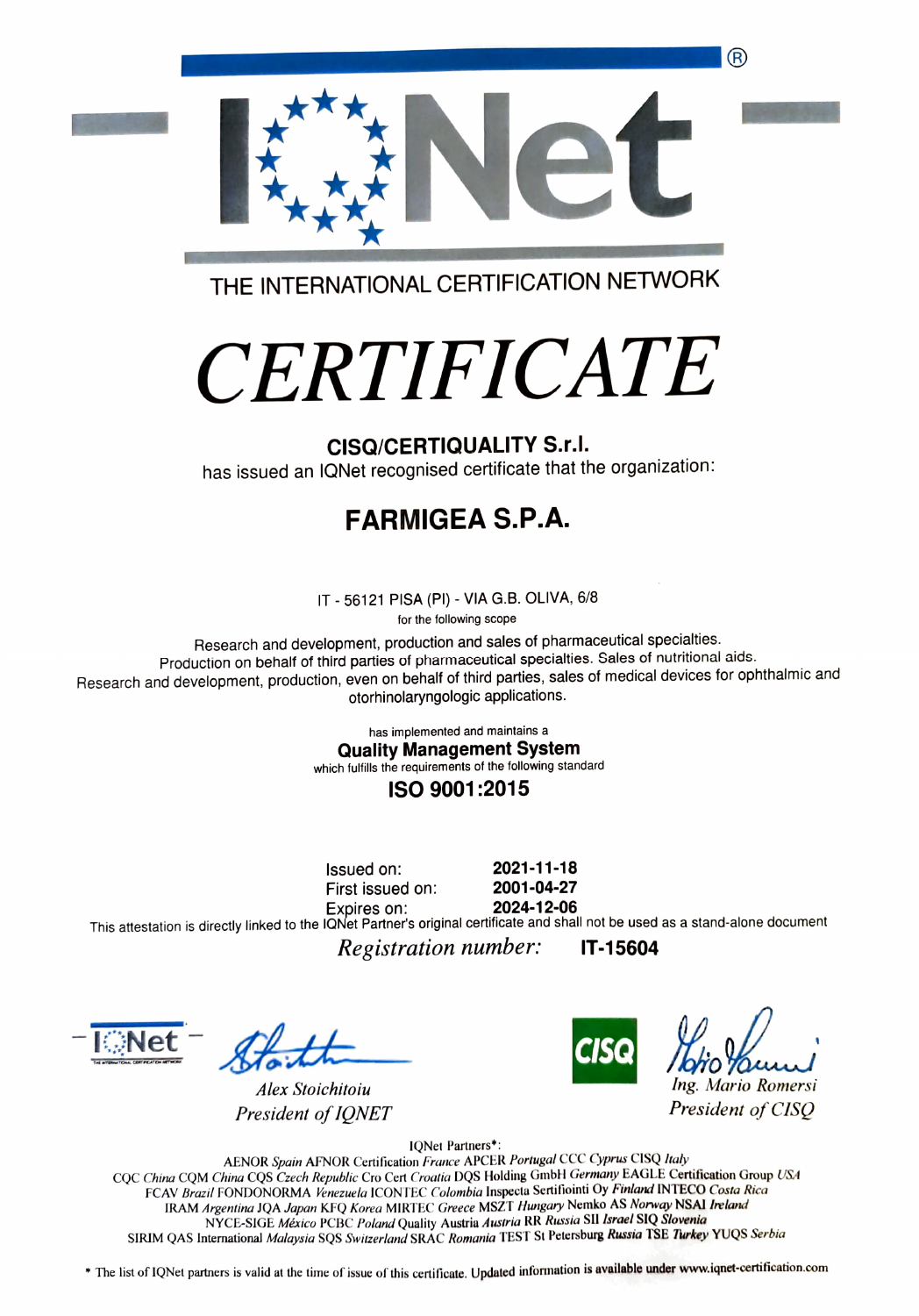IQNet

THE INTERNATIONAL CERTIFICATION NETWORK

# *CERTIFICATE*

**CISQ/CERTIQUALITY S.r.l.**

has issued an IQNet recognised certificate that the organization:

## FARMIGEA S.P.A.

IT - 56121 PISA (PI) - VIA G.B. OLIVA, 6/8

for the following scope

Research and development, production and sales of pharmaceutical specialties.
Production on behalf of third parties of pharmaceutical specialties. Sales of nutritional aids.
Research and development, production, even on behalf of third parties, sales of medical devices for ophthalmic and otorhinolaryngologic applications.

has implemented and maintains a

**Quality Management System**

which fulfills the requirements of the following standard

**ISO 9001:2015**

| | |
|---|---|
| Issued on: | **2021-11-18** |
| First issued on: | **2001-04-27** |
| Expires on: | **2024-12-06** |

This attestation is directly linked to the IQNet Partner's original certificate and shall not be used as a stand-alone document

*Registration number:* **IT-15604**

*Alex Stoichitoiu*
*President of IQNET*

*Ing. Mario Romersi*
*President of CISQ*

IQNet Partners*:

AENOR *Spain* AFNOR Certification *France* APCER *Portugal* CCC *Cyprus* CISQ *Italy*
CQC *China* CQM *China* CQS *Czech Republic* Cro Cert *Croatia* DQS Holding GmbH *Germany* EAGLE Certification Group *USA*
FCAV *Brazil* FONDONORMA *Venezuela* ICONTEC *Colombia* Inspecta Sertifiointi Oy *Finland* INTECO *Costa Rica*
IRAM *Argentina* JQA *Japan* KFQ *Korea* MIRTEC *Greece* MSZT *Hungary* Nemko AS *Norway* NSAI *Ireland*
NYCE-SIGE *México* PCBC *Poland* Quality Austria *Austria* RR *Russia* SII *Israel* SIQ *Slovenia*
SIRIM QAS International *Malaysia* SQS *Switzerland* SRAC *Romania* TEST St Petersburg *Russia* TSE *Turkey* YUQS *Serbia*

* The list of IQNet partners is valid at the time of issue of this certificate. Updated information is available under www.iqnet-certification.com